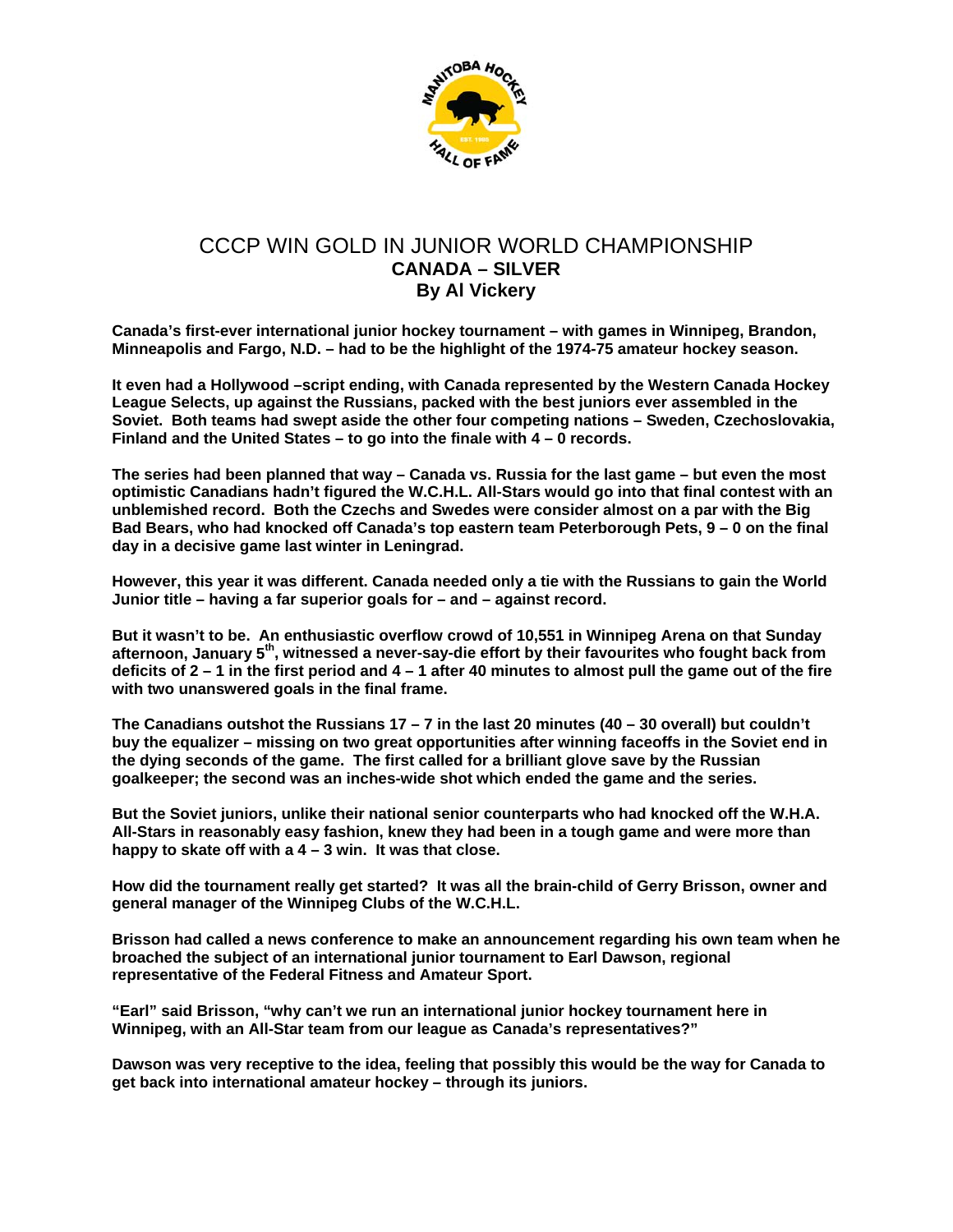# CCCP WIN GOLD IN JUNIOR WORLD CHAMPIONSHIP

## CANADA – SILVER

## By Al Vickery

**Canada's first-ever international junior hockey tournament – with games in Winnipeg, Brandon, Minneapolis and Fargo, N.D. – had to be the highlight of the 1974-75 amateur hockey season.**

**It even had a Hollywood –script ending, with Canada represented by the Western Canada Hockey League Selects, up against the Russians, packed with the best juniors ever assembled in the Soviet. Both teams had swept aside the other four competing nations – Sweden, Czechoslovakia, Finland and the United States – to go into the finale with 4 – 0 records.**

**The series had been planned that way – Canada vs. Russia for the last game – but even the most optimistic Canadians hadn't figured the W.C.H.L. All-Stars would go into that final contest with an unblemished record. Both the Czechs and Swedes were consider almost on a par with the Big Bad Bears, who had knocked off Canada's top eastern team Peterborough Pets, 9 – 0 on the final day in a decisive game last winter in Leningrad.**

**However, this year it was different. Canada needed only a tie with the Russians to gain the World Junior title – having a far superior goals for – and – against record.**

**But it wasn't to be. An enthusiastic overflow crowd of 10,551 in Winnipeg Arena on that Sunday afternoon, January 5th, witnessed a never-say-die effort by their favourites who fought back from deficits of 2 – 1 in the first period and 4 – 1 after 40 minutes to almost pull the game out of the fire with two unanswered goals in the final frame.**

**The Canadians outshot the Russians 17 – 7 in the last 20 minutes (40 – 30 overall) but couldn't buy the equalizer – missing on two great opportunities after winning faceoffs in the Soviet end in the dying seconds of the game. The first called for a brilliant glove save by the Russian goalkeeper; the second was an inches-wide shot which ended the game and the series.**

**But the Soviet juniors, unlike their national senior counterparts who had knocked off the W.H.A. All-Stars in reasonably easy fashion, knew they had been in a tough game and were more than happy to skate off with a 4 – 3 win. It was that close.**

**How did the tournament really get started? It was all the brain-child of Gerry Brisson, owner and general manager of the Winnipeg Clubs of the W.C.H.L.**

**Brisson had called a news conference to make an announcement regarding his own team when he broached the subject of an international junior tournament to Earl Dawson, regional representative of the Federal Fitness and Amateur Sport.**

**"Earl" said Brisson, "why can't we run an international junior hockey tournament here in Winnipeg, with an All-Star team from our league as Canada's representatives?"**

**Dawson was very receptive to the idea, feeling that possibly this would be the way for Canada to get back into international amateur hockey – through its juniors.**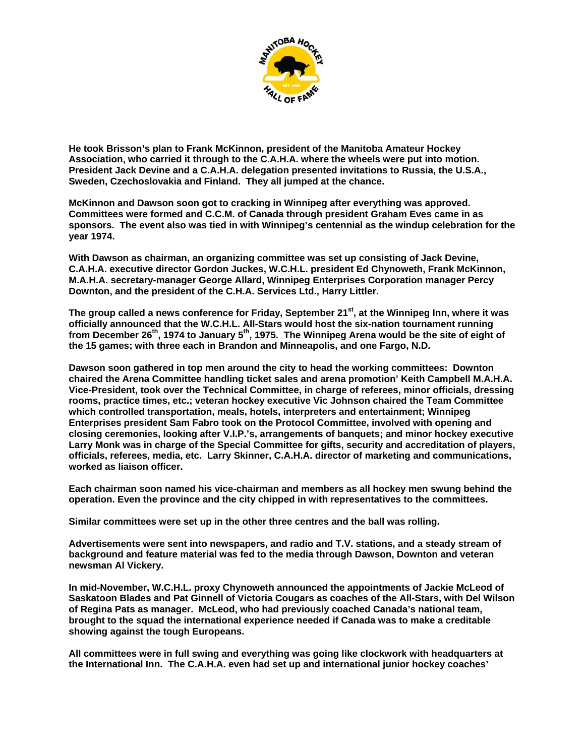**He took Brisson's plan to Frank McKinnon, president of the Manitoba Amateur Hockey Association, who carried it through to the C.A.H.A. where the wheels were put into motion. President Jack Devine and a C.A.H.A. delegation presented invitations to Russia, the U.S.A., Sweden, Czechoslovakia and Finland. They all jumped at the chance.**

**McKinnon and Dawson soon got to cracking in Winnipeg after everything was approved. Committees were formed and C.C.M. of Canada through president Graham Eves came in as sponsors. The event also was tied in with Winnipeg's centennial as the windup celebration for the year 1974.**

**With Dawson as chairman, an organizing committee was set up consisting of Jack Devine, C.A.H.A. executive director Gordon Juckes, W.C.H.L. president Ed Chynoweth, Frank McKinnon, M.A.H.A. secretary-manager George Allard, Winnipeg Enterprises Corporation manager Percy Downton, and the president of the C.H.A. Services Ltd., Harry Littler.**

**The group called a news conference for Friday, September 21st, at the Winnipeg Inn, where it was officially announced that the W.C.H.L. All-Stars would host the six-nation tournament running from December 26th, 1974 to January 5th, 1975. The Winnipeg Arena would be the site of eight of the 15 games; with three each in Brandon and Minneapolis, and one Fargo, N.D.**

**Dawson soon gathered in top men around the city to head the working committees: Downton chaired the Arena Committee handling ticket sales and arena promotion' Keith Campbell M.A.H.A. Vice-President, took over the Technical Committee, in charge of referees, minor officials, dressing rooms, practice times, etc.; veteran hockey executive Vic Johnson chaired the Team Committee which controlled transportation, meals, hotels, interpreters and entertainment; Winnipeg Enterprises president Sam Fabro took on the Protocol Committee, involved with opening and closing ceremonies, looking after V.I.P.'s, arrangements of banquets; and minor hockey executive Larry Monk was in charge of the Special Committee for gifts, security and accreditation of players, officials, referees, media, etc. Larry Skinner, C.A.H.A. director of marketing and communications, worked as liaison officer.**

**Each chairman soon named his vice-chairman and members as all hockey men swung behind the operation. Even the province and the city chipped in with representatives to the committees.**

**Similar committees were set up in the other three centres and the ball was rolling.**

**Advertisements were sent into newspapers, and radio and T.V. stations, and a steady stream of background and feature material was fed to the media through Dawson, Downton and veteran newsman Al Vickery.**

**In mid-November, W.C.H.L. proxy Chynoweth announced the appointments of Jackie McLeod of Saskatoon Blades and Pat Ginnell of Victoria Cougars as coaches of the All-Stars, with Del Wilson of Regina Pats as manager. McLeod, who had previously coached Canada's national team, brought to the squad the international experience needed if Canada was to make a creditable showing against the tough Europeans.**

**All committees were in full swing and everything was going like clockwork with headquarters at the International Inn. The C.A.H.A. even had set up and international junior hockey coaches'**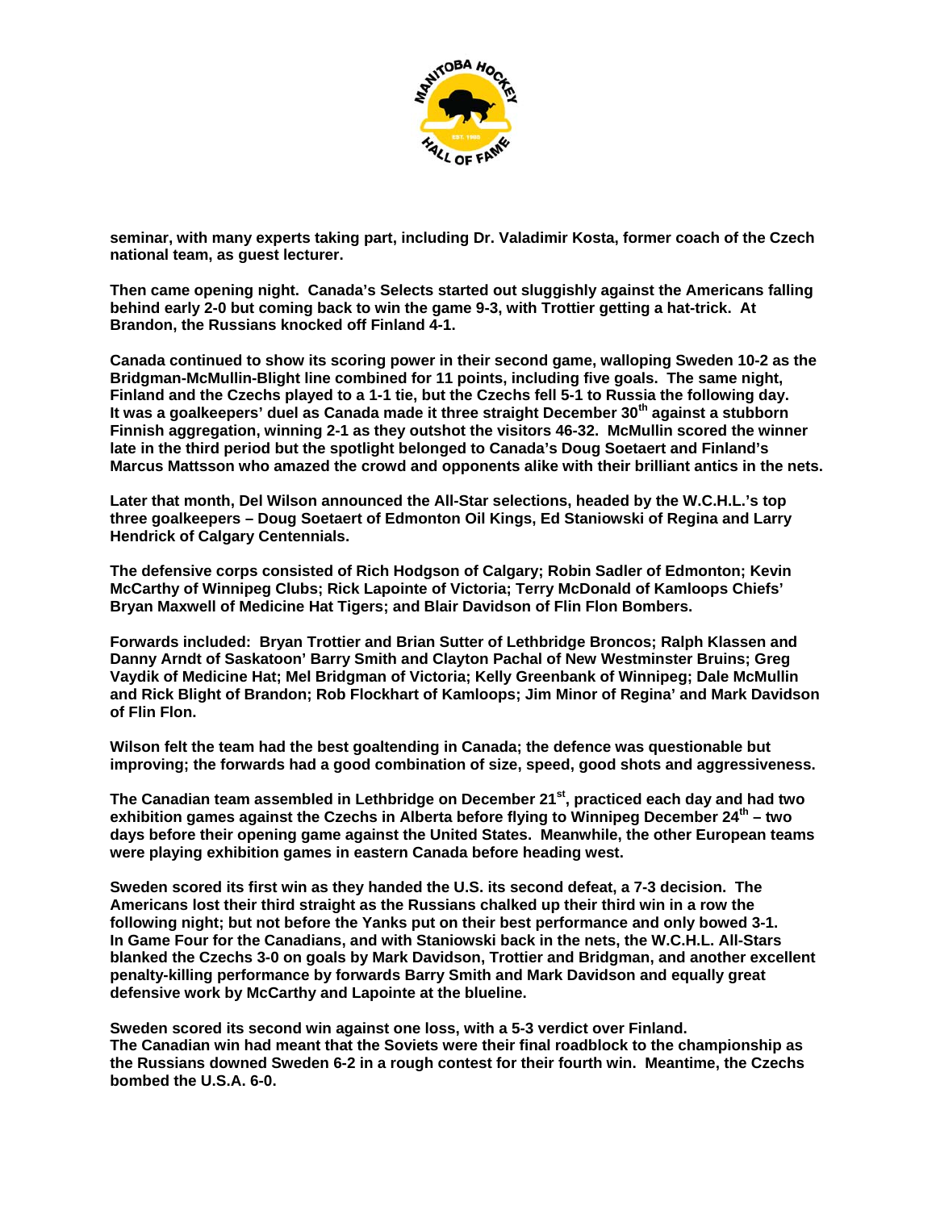**seminar, with many experts taking part, including Dr. Valadimir Kosta, former coach of the Czech national team, as guest lecturer.**

**Then came opening night. Canada's Selects started out sluggishly against the Americans falling behind early 2-0 but coming back to win the game 9-3, with Trottier getting a hat-trick. At Brandon, the Russians knocked off Finland 4-1.**

**Canada continued to show its scoring power in their second game, walloping Sweden 10-2 as the Bridgman-McMullin-Blight line combined for 11 points, including five goals. The same night, Finland and the Czechs played to a 1-1 tie, but the Czechs fell 5-1 to Russia the following day. It was a goalkeepers' duel as Canada made it three straight December 30th against a stubborn Finnish aggregation, winning 2-1 as they outshot the visitors 46-32. McMullin scored the winner late in the third period but the spotlight belonged to Canada's Doug Soetaert and Finland's Marcus Mattsson who amazed the crowd and opponents alike with their brilliant antics in the nets.**

**Later that month, Del Wilson announced the All-Star selections, headed by the W.C.H.L.'s top three goalkeepers – Doug Soetaert of Edmonton Oil Kings, Ed Staniowski of Regina and Larry Hendrick of Calgary Centennials.**

**The defensive corps consisted of Rich Hodgson of Calgary; Robin Sadler of Edmonton; Kevin McCarthy of Winnipeg Clubs; Rick Lapointe of Victoria; Terry McDonald of Kamloops Chiefs' Bryan Maxwell of Medicine Hat Tigers; and Blair Davidson of Flin Flon Bombers.**

**Forwards included: Bryan Trottier and Brian Sutter of Lethbridge Broncos; Ralph Klassen and Danny Arndt of Saskatoon' Barry Smith and Clayton Pachal of New Westminster Bruins; Greg Vaydik of Medicine Hat; Mel Bridgman of Victoria; Kelly Greenbank of Winnipeg; Dale McMullin and Rick Blight of Brandon; Rob Flockhart of Kamloops; Jim Minor of Regina' and Mark Davidson of Flin Flon.**

**Wilson felt the team had the best goaltending in Canada; the defence was questionable but improving; the forwards had a good combination of size, speed, good shots and aggressiveness.**

**The Canadian team assembled in Lethbridge on December 21st, practiced each day and had two exhibition games against the Czechs in Alberta before flying to Winnipeg December 24th – two days before their opening game against the United States. Meanwhile, the other European teams were playing exhibition games in eastern Canada before heading west.**

**Sweden scored its first win as they handed the U.S. its second defeat, a 7-3 decision. The Americans lost their third straight as the Russians chalked up their third win in a row the following night; but not before the Yanks put on their best performance and only bowed 3-1. In Game Four for the Canadians, and with Staniowski back in the nets, the W.C.H.L. All-Stars blanked the Czechs 3-0 on goals by Mark Davidson, Trottier and Bridgman, and another excellent penalty-killing performance by forwards Barry Smith and Mark Davidson and equally great defensive work by McCarthy and Lapointe at the blueline.**

**Sweden scored its second win against one loss, with a 5-3 verdict over Finland. The Canadian win had meant that the Soviets were their final roadblock to the championship as the Russians downed Sweden 6-2 in a rough contest for their fourth win. Meantime, the Czechs bombed the U.S.A. 6-0.**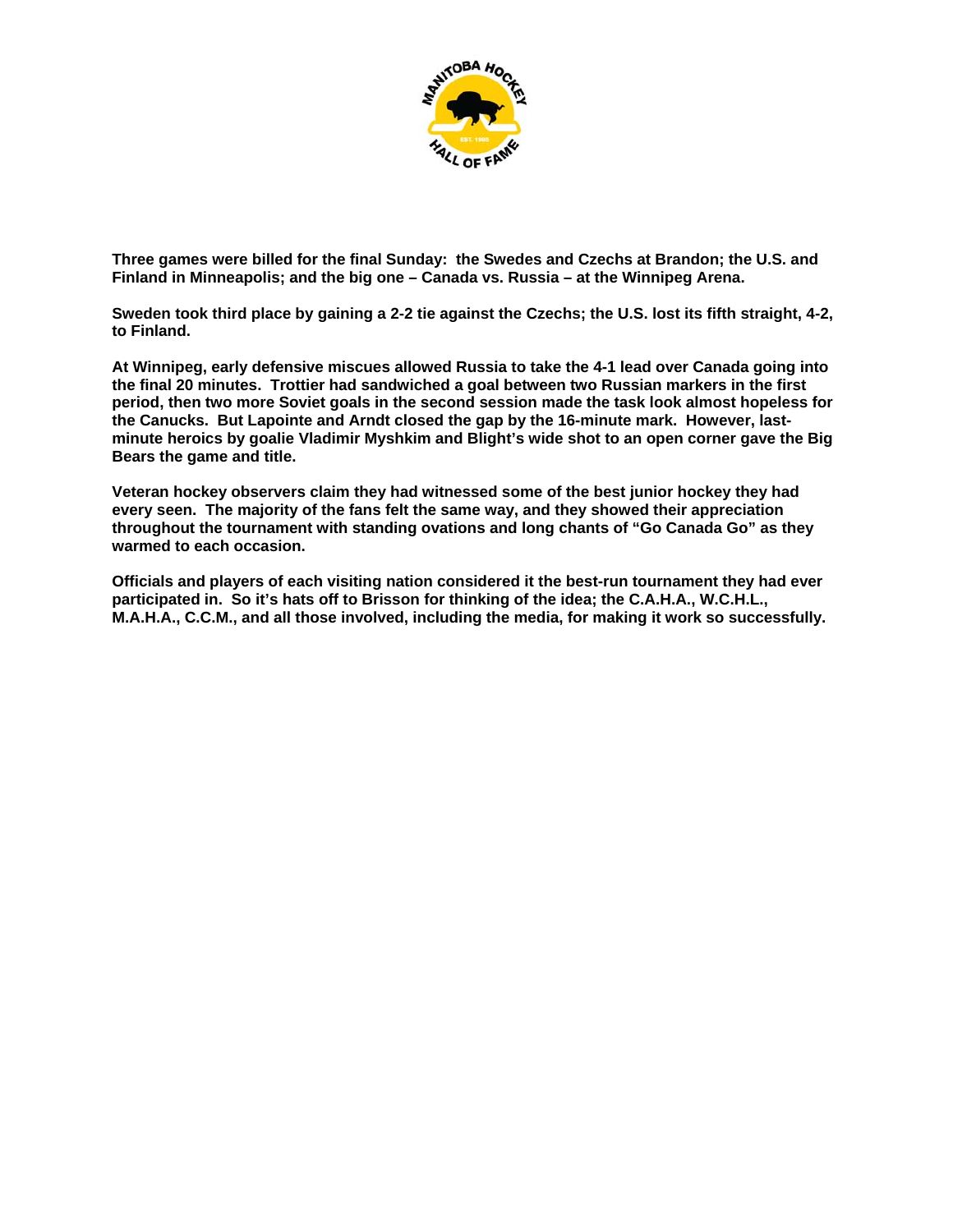**Three games were billed for the final Sunday: the Swedes and Czechs at Brandon; the U.S. and Finland in Minneapolis; and the big one – Canada vs. Russia – at the Winnipeg Arena.**

**Sweden took third place by gaining a 2-2 tie against the Czechs; the U.S. lost its fifth straight, 4-2, to Finland.**

**At Winnipeg, early defensive miscues allowed Russia to take the 4-1 lead over Canada going into the final 20 minutes. Trottier had sandwiched a goal between two Russian markers in the first period, then two more Soviet goals in the second session made the task look almost hopeless for the Canucks. But Lapointe and Arndt closed the gap by the 16-minute mark. However, last-minute heroics by goalie Vladimir Myshkim and Blight's wide shot to an open corner gave the Big Bears the game and title.**

**Veteran hockey observers claim they had witnessed some of the best junior hockey they had every seen. The majority of the fans felt the same way, and they showed their appreciation throughout the tournament with standing ovations and long chants of "Go Canada Go" as they warmed to each occasion.**

**Officials and players of each visiting nation considered it the best-run tournament they had ever participated in. So it's hats off to Brisson for thinking of the idea; the C.A.H.A., W.C.H.L., M.A.H.A., C.C.M., and all those involved, including the media, for making it work so successfully.**